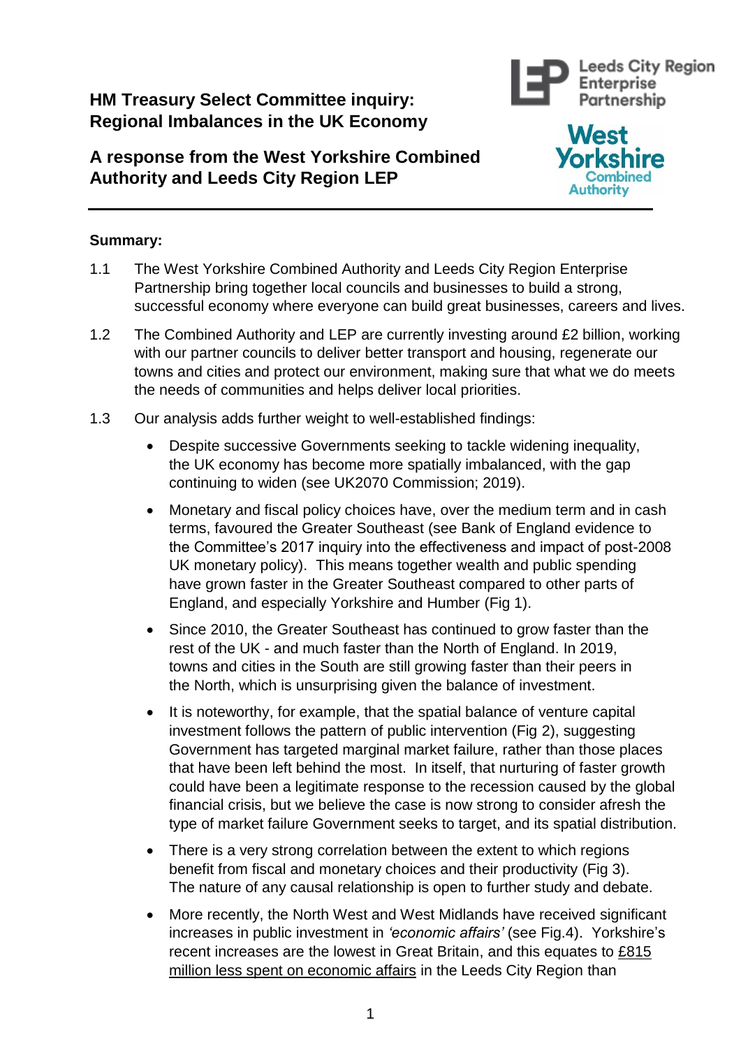# HM Treasury Select Committee inquiry: Regional Imbalances in the UK Economy

## A response from the West Yorkshire Combined Authority and Leeds City Region LEP

**Summary:**

1.1 The West Yorkshire Combined Authority and Leeds City Region Enterprise Partnership bring together local councils and businesses to build a strong, successful economy where everyone can build great businesses, careers and lives.

1.2 The Combined Authority and LEP are currently investing around £2 billion, working with our partner councils to deliver better transport and housing, regenerate our towns and cities and protect our environment, making sure that what we do meets the needs of communities and helps deliver local priorities.

1.3 Our analysis adds further weight to well-established findings:

- Despite successive Governments seeking to tackle widening inequality, the UK economy has become more spatially imbalanced, with the gap continuing to widen (see UK2070 Commission; 2019).
- Monetary and fiscal policy choices have, over the medium term and in cash terms, favoured the Greater Southeast (see Bank of England evidence to the Committee's 2017 inquiry into the effectiveness and impact of post-2008 UK monetary policy). This means together wealth and public spending have grown faster in the Greater Southeast compared to other parts of England, and especially Yorkshire and Humber (Fig 1).
- Since 2010, the Greater Southeast has continued to grow faster than the rest of the UK - and much faster than the North of England. In 2019, towns and cities in the South are still growing faster than their peers in the North, which is unsurprising given the balance of investment.
- It is noteworthy, for example, that the spatial balance of venture capital investment follows the pattern of public intervention (Fig 2), suggesting Government has targeted marginal market failure, rather than those places that have been left behind the most. In itself, that nurturing of faster growth could have been a legitimate response to the recession caused by the global financial crisis, but we believe the case is now strong to consider afresh the type of market failure Government seeks to target, and its spatial distribution.
- There is a very strong correlation between the extent to which regions benefit from fiscal and monetary choices and their productivity (Fig 3). The nature of any causal relationship is open to further study and debate.
- More recently, the North West and West Midlands have received significant increases in public investment in *'economic affairs'* (see Fig.4). Yorkshire's recent increases are the lowest in Great Britain, and this equates to <u>£815 million less spent on economic affairs</u> in the Leeds City Region than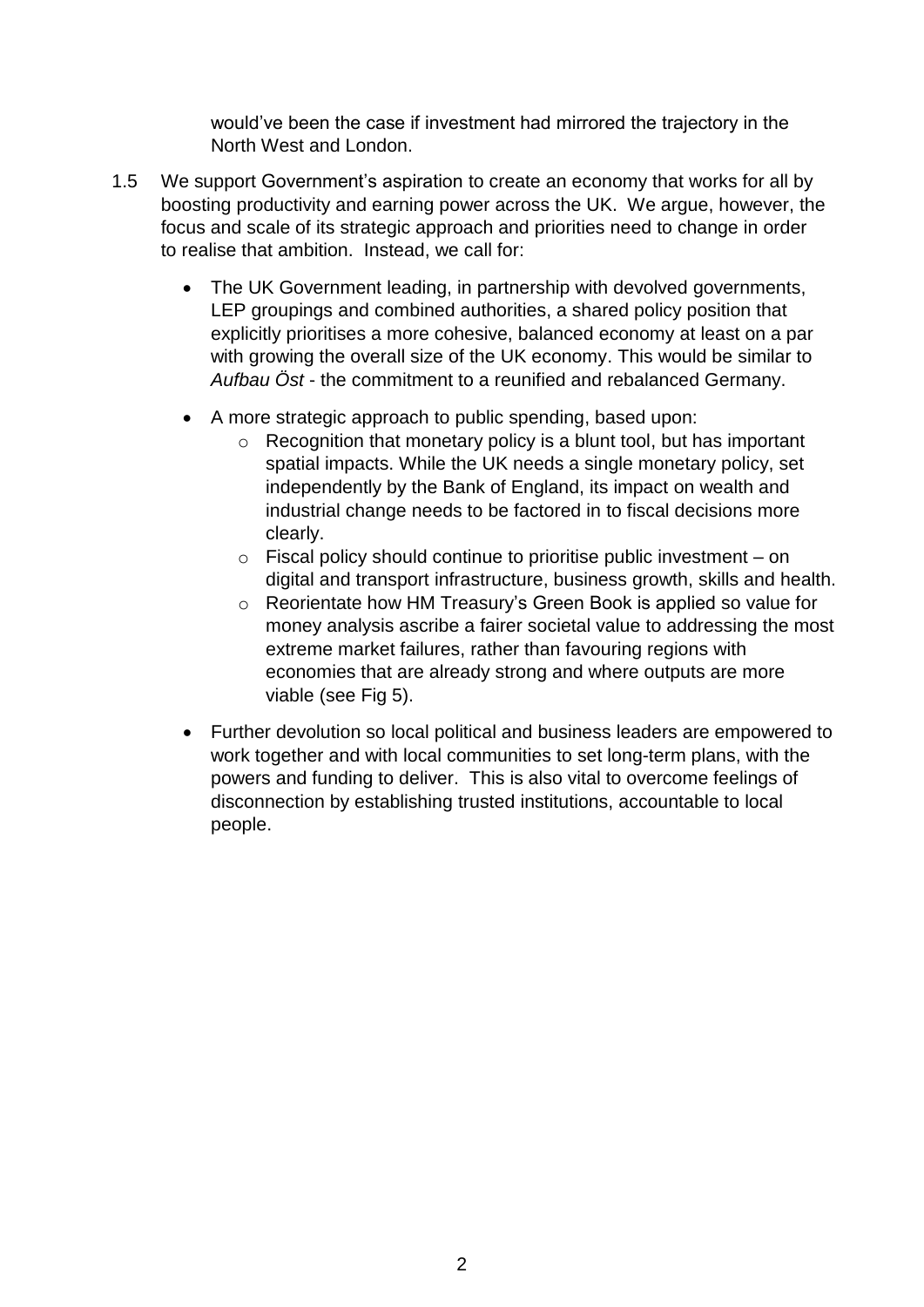would've been the case if investment had mirrored the trajectory in the North West and London.

1.5 We support Government's aspiration to create an economy that works for all by boosting productivity and earning power across the UK. We argue, however, the focus and scale of its strategic approach and priorities need to change in order to realise that ambition. Instead, we call for:

- The UK Government leading, in partnership with devolved governments, LEP groupings and combined authorities, a shared policy position that explicitly prioritises a more cohesive, balanced economy at least on a par with growing the overall size of the UK economy. This would be similar to *Aufbau Öst* - the commitment to a reunified and rebalanced Germany.
- A more strategic approach to public spending, based upon:
    - Recognition that monetary policy is a blunt tool, but has important spatial impacts. While the UK needs a single monetary policy, set independently by the Bank of England, its impact on wealth and industrial change needs to be factored in to fiscal decisions more clearly.
    - Fiscal policy should continue to prioritise public investment – on digital and transport infrastructure, business growth, skills and health.
    - Reorientate how HM Treasury's Green Book is applied so value for money analysis ascribe a fairer societal value to addressing the most extreme market failures, rather than favouring regions with economies that are already strong and where outputs are more viable (see Fig 5).
- Further devolution so local political and business leaders are empowered to work together and with local communities to set long-term plans, with the powers and funding to deliver. This is also vital to overcome feelings of disconnection by establishing trusted institutions, accountable to local people.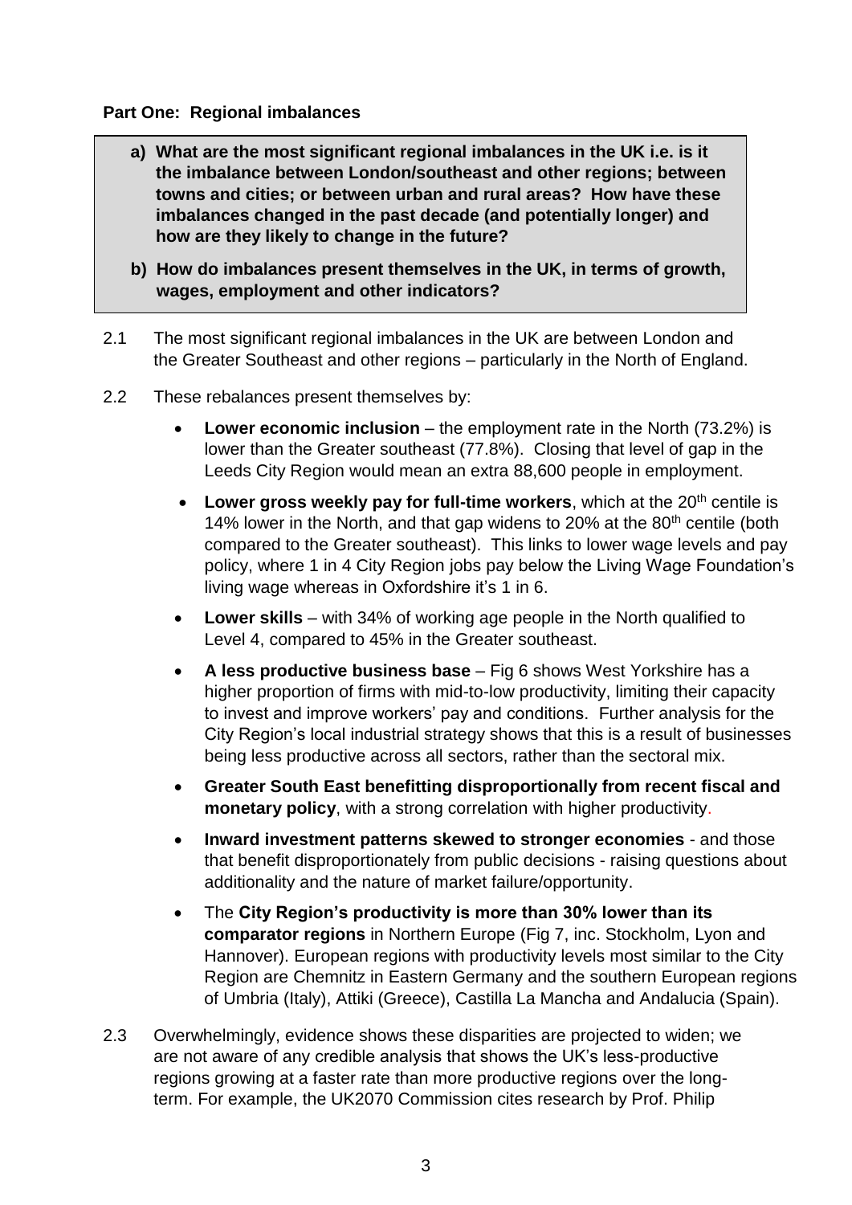**Part One: Regional imbalances**

> **a) What are the most significant regional imbalances in the UK i.e. is it the imbalance between London/southeast and other regions; between towns and cities; or between urban and rural areas? How have these imbalances changed in the past decade (and potentially longer) and how are they likely to change in the future?**
>
> **b) How do imbalances present themselves in the UK, in terms of growth, wages, employment and other indicators?**

2.1 The most significant regional imbalances in the UK are between London and the Greater Southeast and other regions – particularly in the North of England.

2.2 These rebalances present themselves by:

- **Lower economic inclusion** – the employment rate in the North (73.2%) is lower than the Greater southeast (77.8%). Closing that level of gap in the Leeds City Region would mean an extra 88,600 people in employment.
- **Lower gross weekly pay for full-time workers**, which at the 20th centile is 14% lower in the North, and that gap widens to 20% at the 80th centile (both compared to the Greater southeast). This links to lower wage levels and pay policy, where 1 in 4 City Region jobs pay below the Living Wage Foundation's living wage whereas in Oxfordshire it's 1 in 6.
- **Lower skills** – with 34% of working age people in the North qualified to Level 4, compared to 45% in the Greater southeast.
- **A less productive business base** – Fig 6 shows West Yorkshire has a higher proportion of firms with mid-to-low productivity, limiting their capacity to invest and improve workers' pay and conditions. Further analysis for the City Region's local industrial strategy shows that this is a result of businesses being less productive across all sectors, rather than the sectoral mix.
- **Greater South East benefitting disproportionally from recent fiscal and monetary policy**, with a strong correlation with higher productivity.
- **Inward investment patterns skewed to stronger economies** - and those that benefit disproportionately from public decisions - raising questions about additionality and the nature of market failure/opportunity.
- The **City Region's productivity is more than 30% lower than its comparator regions** in Northern Europe (Fig 7, inc. Stockholm, Lyon and Hannover). European regions with productivity levels most similar to the City Region are Chemnitz in Eastern Germany and the southern European regions of Umbria (Italy), Attiki (Greece), Castilla La Mancha and Andalucia (Spain).

2.3 Overwhelmingly, evidence shows these disparities are projected to widen; we are not aware of any credible analysis that shows the UK's less-productive regions growing at a faster rate than more productive regions over the long-term. For example, the UK2070 Commission cites research by Prof. Philip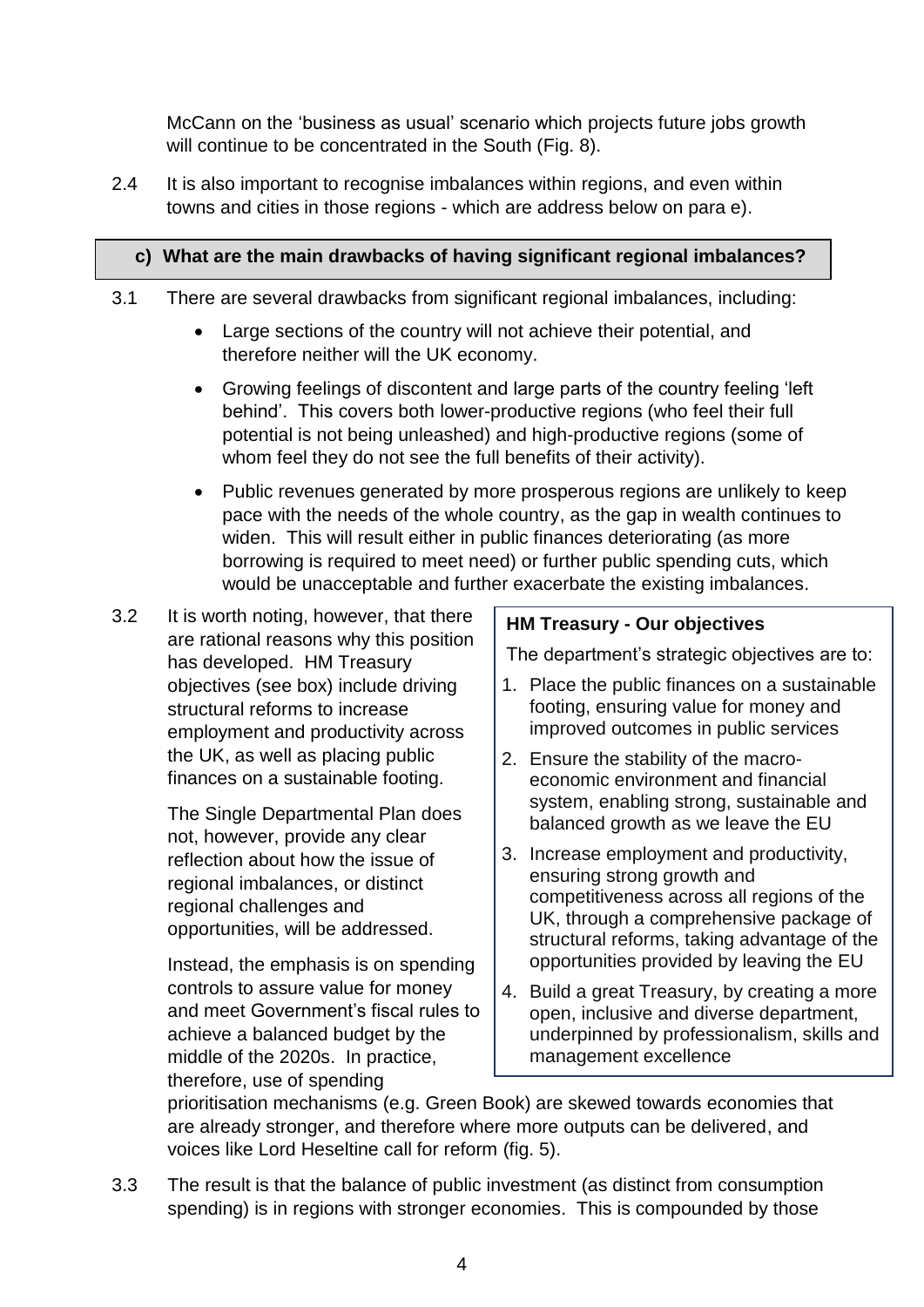McCann on the 'business as usual' scenario which projects future jobs growth will continue to be concentrated in the South (Fig. 8).

2.4 It is also important to recognise imbalances within regions, and even within towns and cities in those regions - which are address below on para e).

### c) What are the main drawbacks of having significant regional imbalances?

3.1 There are several drawbacks from significant regional imbalances, including:

- Large sections of the country will not achieve their potential, and therefore neither will the UK economy.
- Growing feelings of discontent and large parts of the country feeling 'left behind'. This covers both lower-productive regions (who feel their full potential is not being unleashed) and high-productive regions (some of whom feel they do not see the full benefits of their activity).
- Public revenues generated by more prosperous regions are unlikely to keep pace with the needs of the whole country, as the gap in wealth continues to widen. This will result either in public finances deteriorating (as more borrowing is required to meet need) or further public spending cuts, which would be unacceptable and further exacerbate the existing imbalances.

3.2 It is worth noting, however, that there are rational reasons why this position has developed. HM Treasury objectives (see box) include driving structural reforms to increase employment and productivity across the UK, as well as placing public finances on a sustainable footing.

The Single Departmental Plan does not, however, provide any clear reflection about how the issue of regional imbalances, or distinct regional challenges and opportunities, will be addressed.

Instead, the emphasis is on spending controls to assure value for money and meet Government's fiscal rules to achieve a balanced budget by the middle of the 2020s. In practice, therefore, use of spending prioritisation mechanisms (e.g. Green Book) are skewed towards economies that are already stronger, and therefore where more outputs can be delivered, and voices like Lord Heseltine call for reform (fig. 5).

> **HM Treasury - Our objectives**
>
> The department's strategic objectives are to:
>
> 1. Place the public finances on a sustainable footing, ensuring value for money and improved outcomes in public services
> 2. Ensure the stability of the macro-economic environment and financial system, enabling strong, sustainable and balanced growth as we leave the EU
> 3. Increase employment and productivity, ensuring strong growth and competitiveness across all regions of the UK, through a comprehensive package of structural reforms, taking advantage of the opportunities provided by leaving the EU
> 4. Build a great Treasury, by creating a more open, inclusive and diverse department, underpinned by professionalism, skills and management excellence

3.3 The result is that the balance of public investment (as distinct from consumption spending) is in regions with stronger economies. This is compounded by those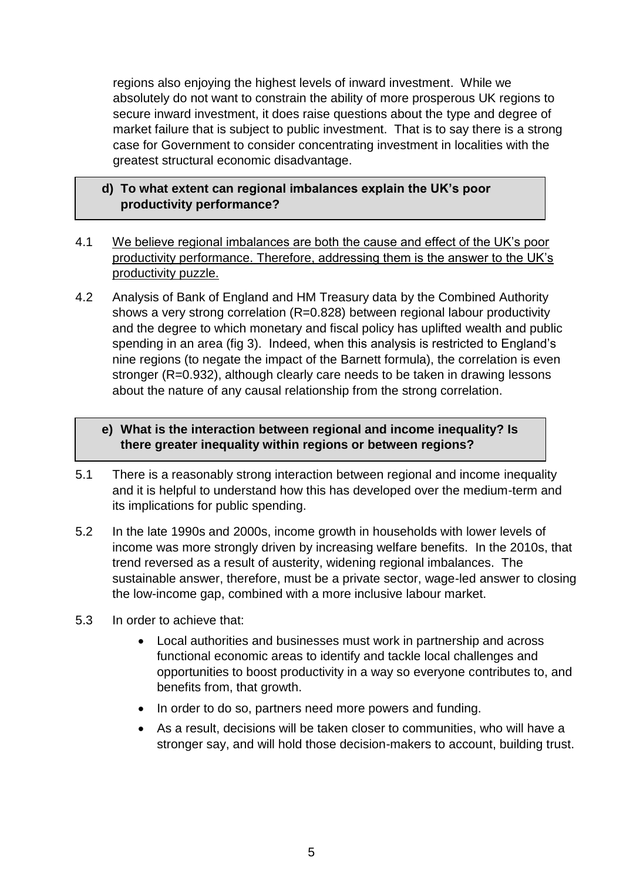regions also enjoying the highest levels of inward investment. While we absolutely do not want to constrain the ability of more prosperous UK regions to secure inward investment, it does raise questions about the type and degree of market failure that is subject to public investment. That is to say there is a strong case for Government to consider concentrating investment in localities with the greatest structural economic disadvantage.

**d) To what extent can regional imbalances explain the UK's poor productivity performance?**

4.1 We believe regional imbalances are both the cause and effect of the UK's poor productivity performance. Therefore, addressing them is the answer to the UK's productivity puzzle.

4.2 Analysis of Bank of England and HM Treasury data by the Combined Authority shows a very strong correlation (R=0.828) between regional labour productivity and the degree to which monetary and fiscal policy has uplifted wealth and public spending in an area (fig 3). Indeed, when this analysis is restricted to England's nine regions (to negate the impact of the Barnett formula), the correlation is even stronger (R=0.932), although clearly care needs to be taken in drawing lessons about the nature of any causal relationship from the strong correlation.

**e) What is the interaction between regional and income inequality? Is there greater inequality within regions or between regions?**

5.1 There is a reasonably strong interaction between regional and income inequality and it is helpful to understand how this has developed over the medium-term and its implications for public spending.

5.2 In the late 1990s and 2000s, income growth in households with lower levels of income was more strongly driven by increasing welfare benefits. In the 2010s, that trend reversed as a result of austerity, widening regional imbalances. The sustainable answer, therefore, must be a private sector, wage-led answer to closing the low-income gap, combined with a more inclusive labour market.

5.3 In order to achieve that:

- Local authorities and businesses must work in partnership and across functional economic areas to identify and tackle local challenges and opportunities to boost productivity in a way so everyone contributes to, and benefits from, that growth.
- In order to do so, partners need more powers and funding.
- As a result, decisions will be taken closer to communities, who will have a stronger say, and will hold those decision-makers to account, building trust.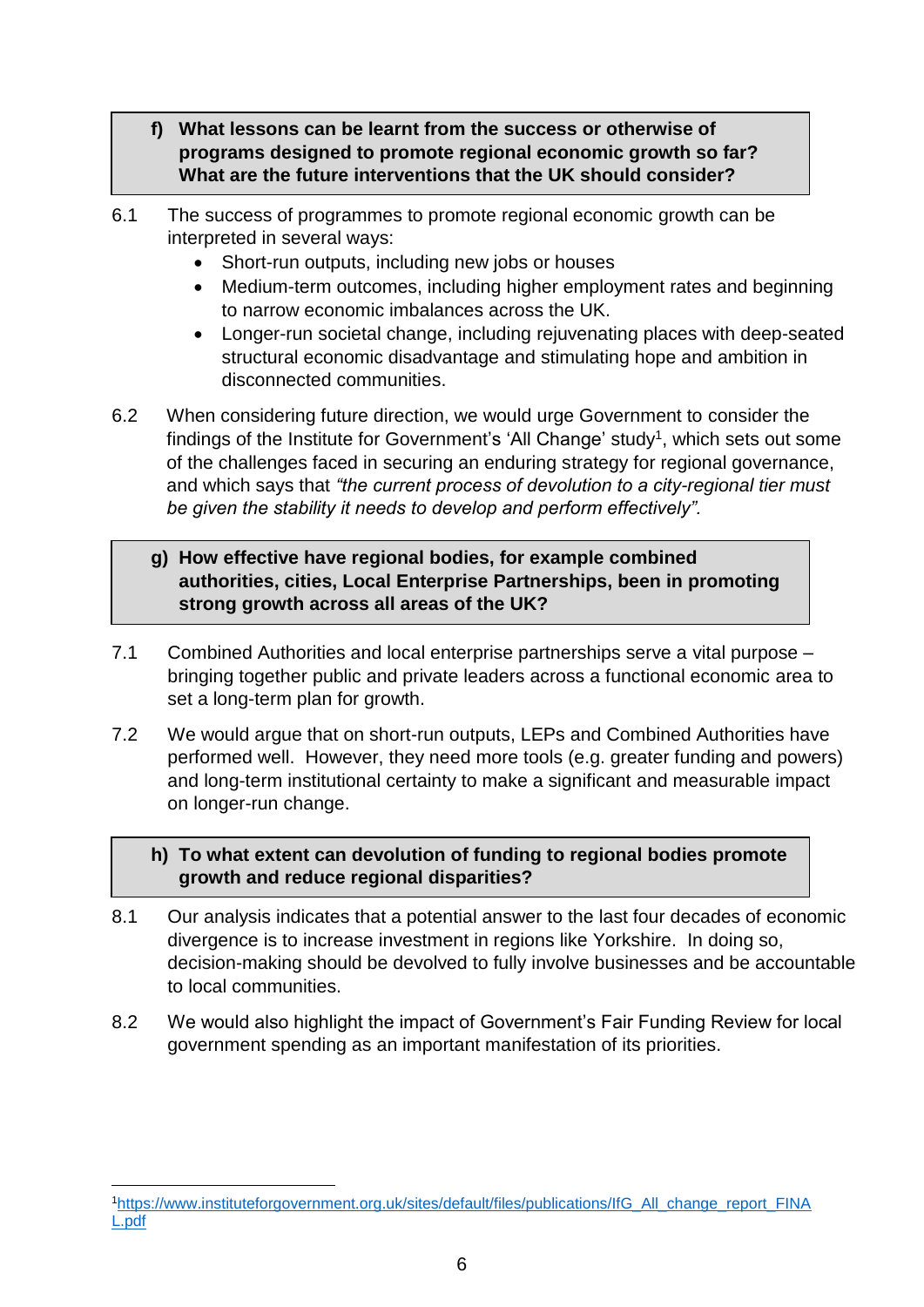**f) What lessons can be learnt from the success or otherwise of programs designed to promote regional economic growth so far? What are the future interventions that the UK should consider?**

6.1 The success of programmes to promote regional economic growth can be interpreted in several ways:

- Short-run outputs, including new jobs or houses
- Medium-term outcomes, including higher employment rates and beginning to narrow economic imbalances across the UK.
- Longer-run societal change, including rejuvenating places with deep-seated structural economic disadvantage and stimulating hope and ambition in disconnected communities.

6.2 When considering future direction, we would urge Government to consider the findings of the Institute for Government's 'All Change' study[1], which sets out some of the challenges faced in securing an enduring strategy for regional governance, and which says that *"the current process of devolution to a city-regional tier must be given the stability it needs to develop and perform effectively".*

**g) How effective have regional bodies, for example combined authorities, cities, Local Enterprise Partnerships, been in promoting strong growth across all areas of the UK?**

7.1 Combined Authorities and local enterprise partnerships serve a vital purpose – bringing together public and private leaders across a functional economic area to set a long-term plan for growth.

7.2 We would argue that on short-run outputs, LEPs and Combined Authorities have performed well. However, they need more tools (e.g. greater funding and powers) and long-term institutional certainty to make a significant and measurable impact on longer-run change.

**h) To what extent can devolution of funding to regional bodies promote growth and reduce regional disparities?**

8.1 Our analysis indicates that a potential answer to the last four decades of economic divergence is to increase investment in regions like Yorkshire. In doing so, decision-making should be devolved to fully involve businesses and be accountable to local communities.

8.2 We would also highlight the impact of Government's Fair Funding Review for local government spending as an important manifestation of its priorities.

---

[1] https://www.instituteforgovernment.org.uk/sites/default/files/publications/IfG_All_change_report_FINAL.pdf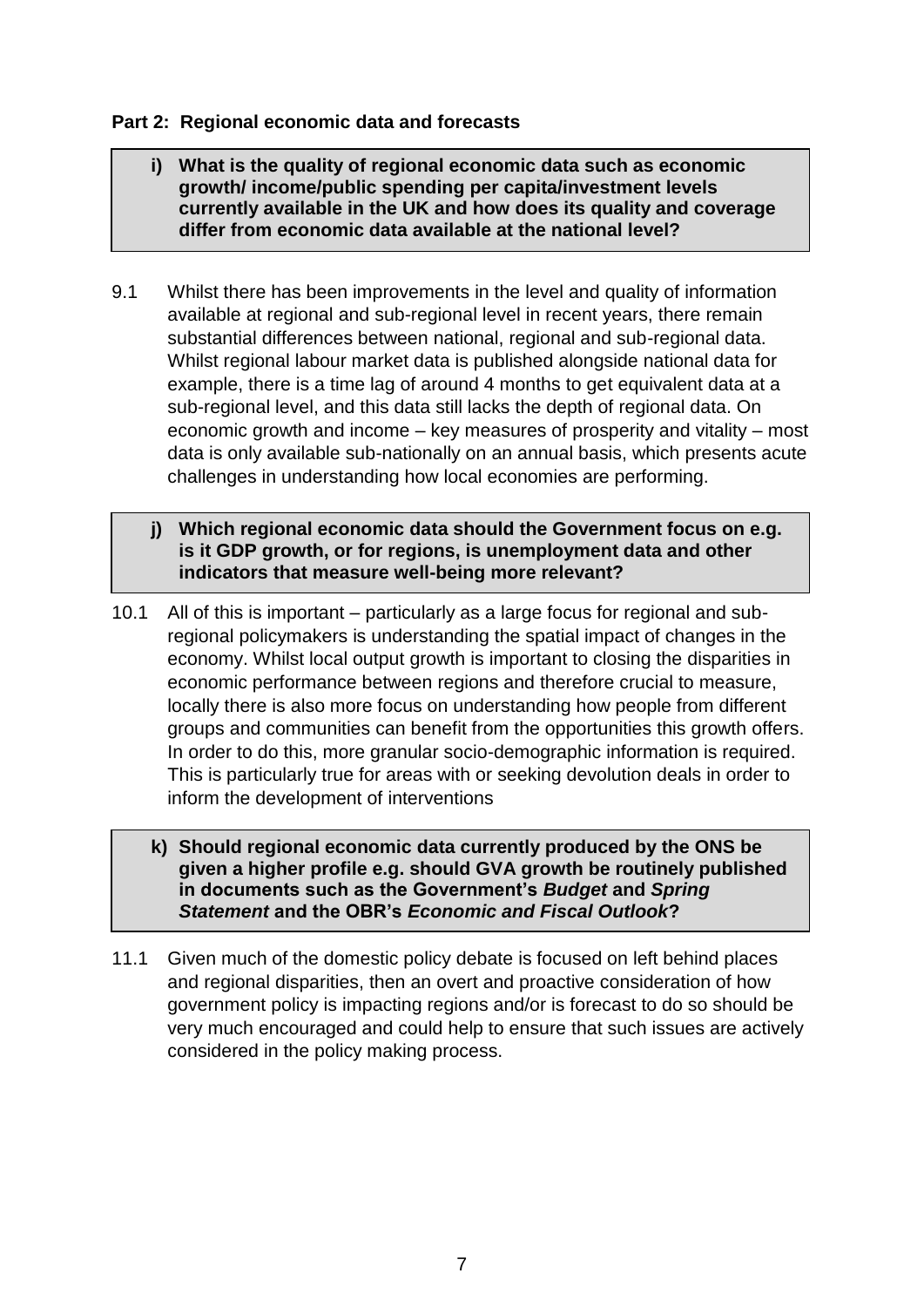## Part 2: Regional economic data and forecasts

**i) What is the quality of regional economic data such as economic growth/ income/public spending per capita/investment levels currently available in the UK and how does its quality and coverage differ from economic data available at the national level?**

9.1 Whilst there has been improvements in the level and quality of information available at regional and sub-regional level in recent years, there remain substantial differences between national, regional and sub-regional data. Whilst regional labour market data is published alongside national data for example, there is a time lag of around 4 months to get equivalent data at a sub-regional level, and this data still lacks the depth of regional data. On economic growth and income – key measures of prosperity and vitality – most data is only available sub-nationally on an annual basis, which presents acute challenges in understanding how local economies are performing.

**j) Which regional economic data should the Government focus on e.g. is it GDP growth, or for regions, is unemployment data and other indicators that measure well-being more relevant?**

10.1 All of this is important – particularly as a large focus for regional and sub-regional policymakers is understanding the spatial impact of changes in the economy. Whilst local output growth is important to closing the disparities in economic performance between regions and therefore crucial to measure, locally there is also more focus on understanding how people from different groups and communities can benefit from the opportunities this growth offers. In order to do this, more granular socio-demographic information is required. This is particularly true for areas with or seeking devolution deals in order to inform the development of interventions

**k) Should regional economic data currently produced by the ONS be given a higher profile e.g. should GVA growth be routinely published in documents such as the Government's *Budget* and *Spring Statement* and the OBR's *Economic and Fiscal Outlook*?**

11.1 Given much of the domestic policy debate is focused on left behind places and regional disparities, then an overt and proactive consideration of how government policy is impacting regions and/or is forecast to do so should be very much encouraged and could help to ensure that such issues are actively considered in the policy making process.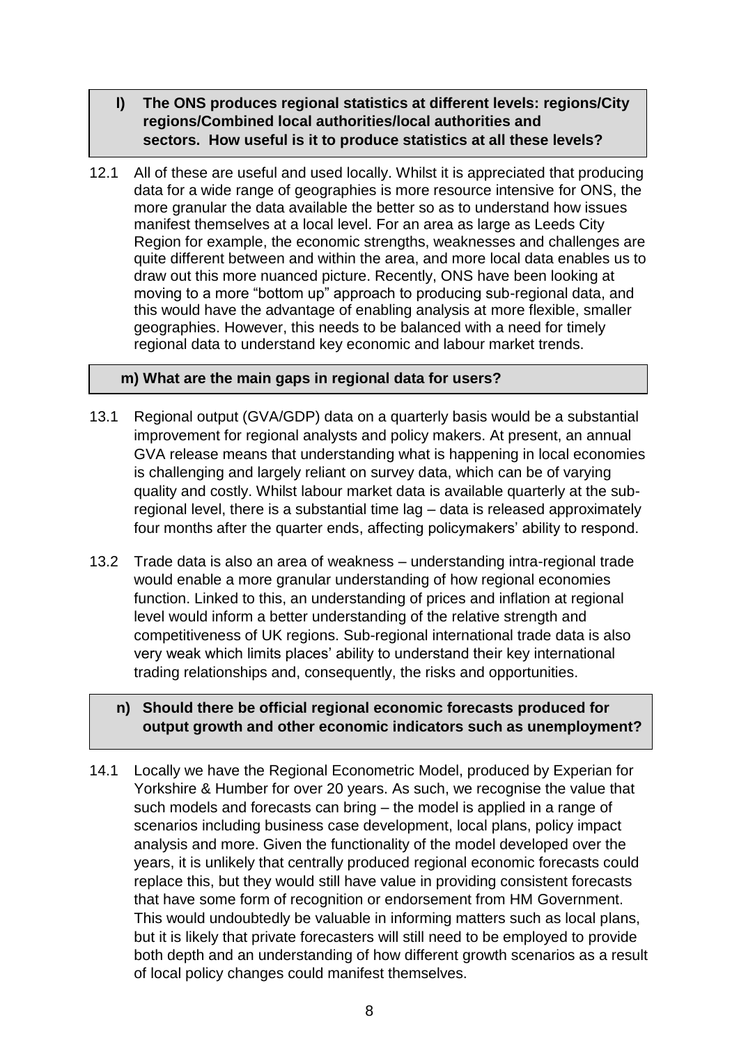**l) The ONS produces regional statistics at different levels: regions/City regions/Combined local authorities/local authorities and sectors. How useful is it to produce statistics at all these levels?**

12.1 All of these are useful and used locally. Whilst it is appreciated that producing data for a wide range of geographies is more resource intensive for ONS, the more granular the data available the better so as to understand how issues manifest themselves at a local level. For an area as large as Leeds City Region for example, the economic strengths, weaknesses and challenges are quite different between and within the area, and more local data enables us to draw out this more nuanced picture. Recently, ONS have been looking at moving to a more "bottom up" approach to producing sub-regional data, and this would have the advantage of enabling analysis at more flexible, smaller geographies. However, this needs to be balanced with a need for timely regional data to understand key economic and labour market trends.

**m) What are the main gaps in regional data for users?**

13.1 Regional output (GVA/GDP) data on a quarterly basis would be a substantial improvement for regional analysts and policy makers. At present, an annual GVA release means that understanding what is happening in local economies is challenging and largely reliant on survey data, which can be of varying quality and costly. Whilst labour market data is available quarterly at the sub-regional level, there is a substantial time lag – data is released approximately four months after the quarter ends, affecting policymakers' ability to respond.

13.2 Trade data is also an area of weakness – understanding intra-regional trade would enable a more granular understanding of how regional economies function. Linked to this, an understanding of prices and inflation at regional level would inform a better understanding of the relative strength and competitiveness of UK regions. Sub-regional international trade data is also very weak which limits places' ability to understand their key international trading relationships and, consequently, the risks and opportunities.

**n) Should there be official regional economic forecasts produced for output growth and other economic indicators such as unemployment?**

14.1 Locally we have the Regional Econometric Model, produced by Experian for Yorkshire & Humber for over 20 years. As such, we recognise the value that such models and forecasts can bring – the model is applied in a range of scenarios including business case development, local plans, policy impact analysis and more. Given the functionality of the model developed over the years, it is unlikely that centrally produced regional economic forecasts could replace this, but they would still have value in providing consistent forecasts that have some form of recognition or endorsement from HM Government. This would undoubtedly be valuable in informing matters such as local plans, but it is likely that private forecasters will still need to be employed to provide both depth and an understanding of how different growth scenarios as a result of local policy changes could manifest themselves.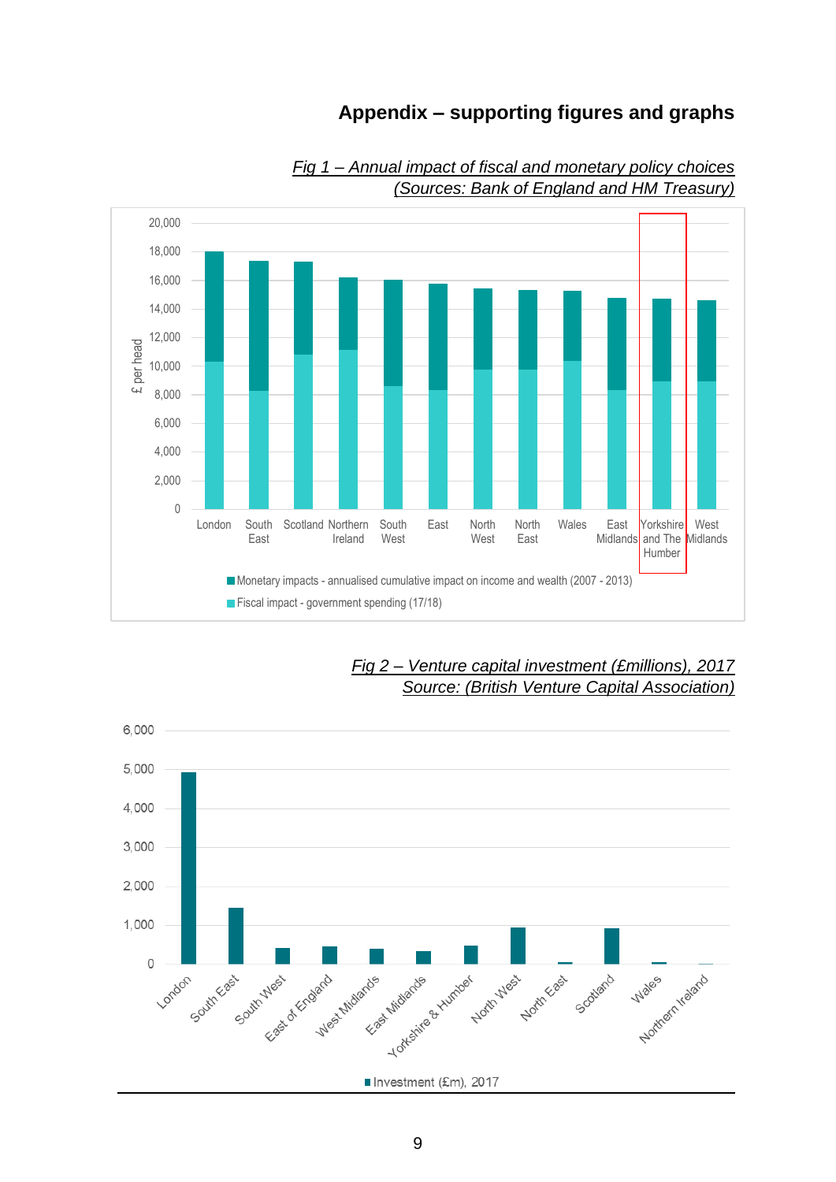## Appendix – supporting figures and graphs

*Fig 1 – Annual impact of fiscal and monetary policy choices (Sources: Bank of England and HM Treasury)*

*Fig 2 – Venture capital investment (£millions), 2017 Source: (British Venture Capital Association)*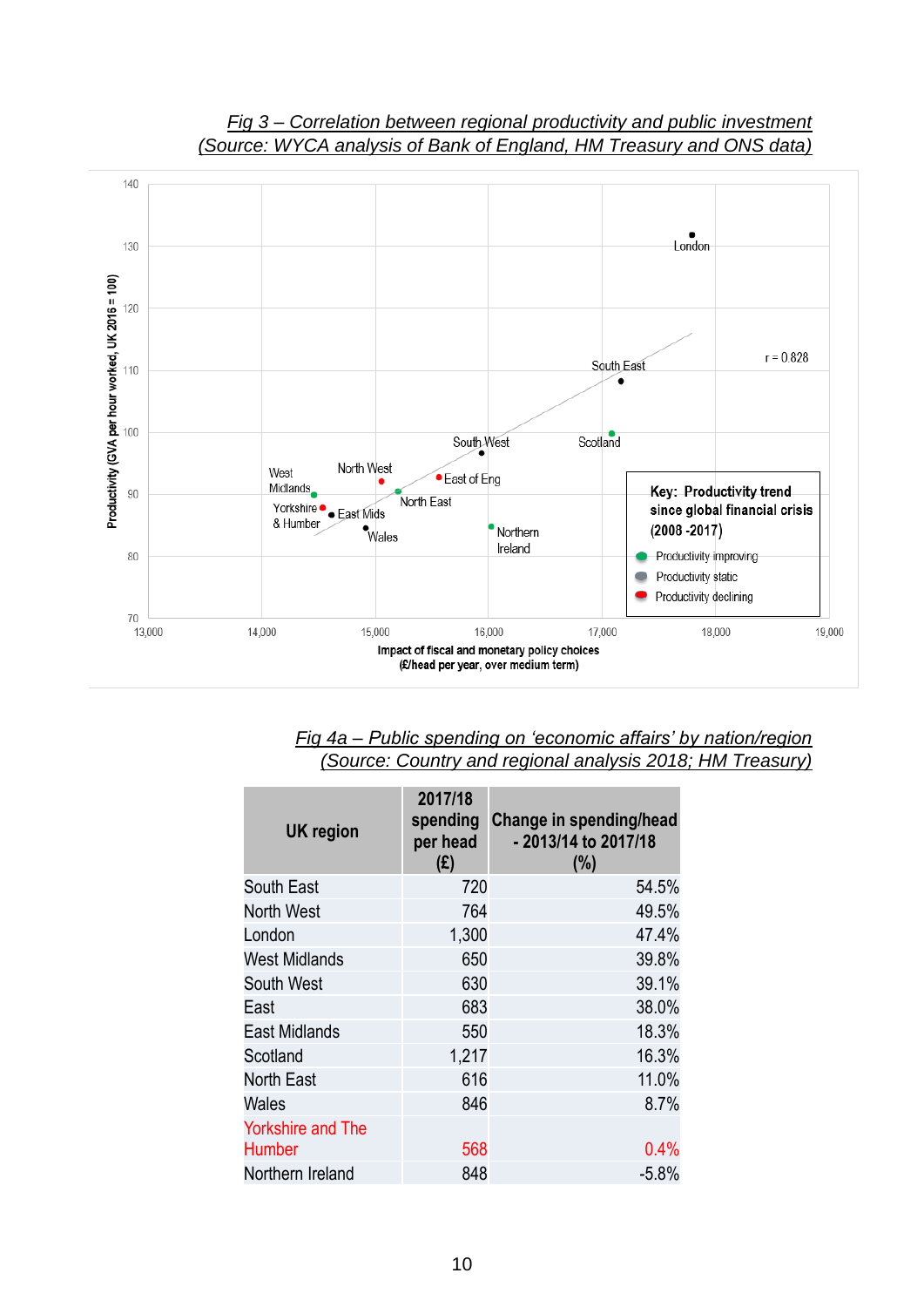*Fig 3 – Correlation between regional productivity and public investment (Source: WYCA analysis of Bank of England, HM Treasury and ONS data)*

*Fig 4a – Public spending on 'economic affairs' by nation/region (Source: Country and regional analysis 2018; HM Treasury)*

| UK region | 2017/18 spending per head (£) | Change in spending/head - 2013/14 to 2017/18 (%) |
|---|---|---|
| South East | 720 | 54.5% |
| North West | 764 | 49.5% |
| London | 1,300 | 47.4% |
| West Midlands | 650 | 39.8% |
| South West | 630 | 39.1% |
| East | 683 | 38.0% |
| East Midlands | 550 | 18.3% |
| Scotland | 1,217 | 16.3% |
| North East | 616 | 11.0% |
| Wales | 846 | 8.7% |
| Yorkshire and The Humber | 568 | 0.4% |
| Northern Ireland | 848 | -5.8% |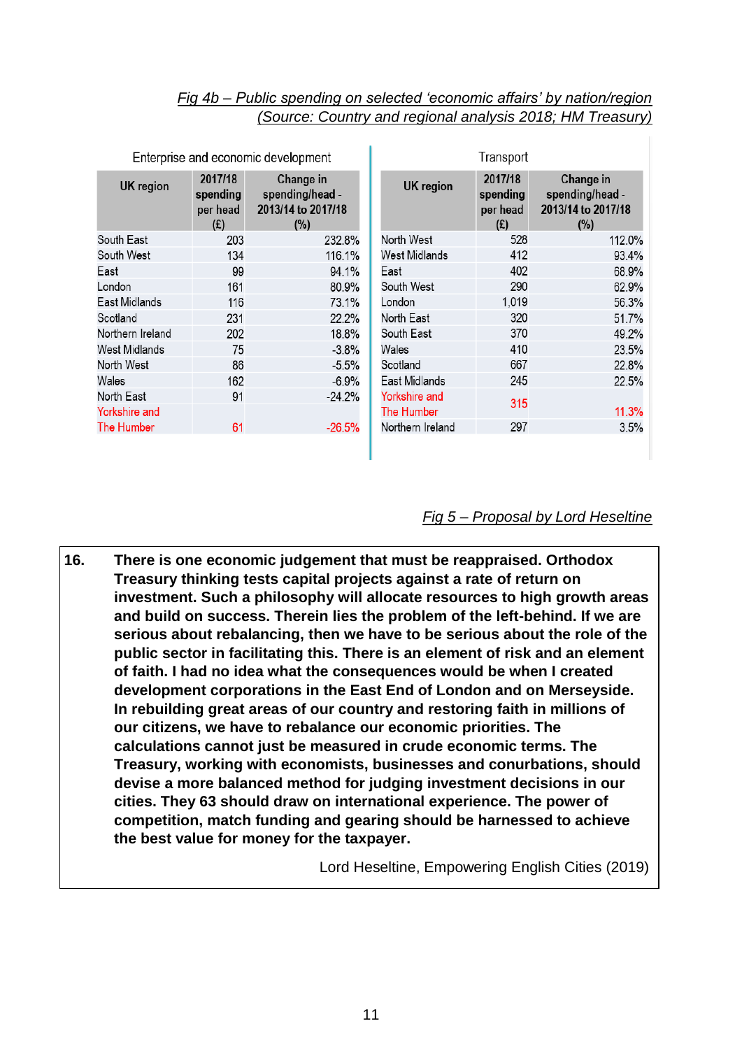*Fig 4b – Public spending on selected 'economic affairs' by nation/region*
*(Source: Country and regional analysis 2018; HM Treasury)*

**Enterprise and economic development**

| UK region | 2017/18 spending per head (£) | Change in spending/head - 2013/14 to 2017/18 (%) |
|---|---|---|
| South East | 203 | 232.8% |
| South West | 134 | 116.1% |
| East | 99 | 94.1% |
| London | 161 | 80.9% |
| East Midlands | 116 | 73.1% |
| Scotland | 231 | 22.2% |
| Northern Ireland | 202 | 18.8% |
| West Midlands | 75 | -3.8% |
| North West | 86 | -5.5% |
| Wales | 162 | -6.9% |
| North East | 91 | -24.2% |
| Yorkshire and The Humber | 61 | -26.5% |

**Transport**

| UK region | 2017/18 spending per head (£) | Change in spending/head - 2013/14 to 2017/18 (%) |
|---|---|---|
| North West | 528 | 112.0% |
| West Midlands | 412 | 93.4% |
| East | 402 | 68.9% |
| South West | 290 | 62.9% |
| London | 1,019 | 56.3% |
| North East | 320 | 51.7% |
| South East | 370 | 49.2% |
| Wales | 410 | 23.5% |
| Scotland | 667 | 22.8% |
| East Midlands | 245 | 22.5% |
| Yorkshire and The Humber | 315 | 11.3% |
| Northern Ireland | 297 | 3.5% |

*Fig 5 – Proposal by Lord Heseltine*

**16. There is one economic judgement that must be reappraised. Orthodox Treasury thinking tests capital projects against a rate of return on investment. Such a philosophy will allocate resources to high growth areas and build on success. Therein lies the problem of the left-behind. If we are serious about rebalancing, then we have to be serious about the role of the public sector in facilitating this. There is an element of risk and an element of faith. I had no idea what the consequences would be when I created development corporations in the East End of London and on Merseyside. In rebuilding great areas of our country and restoring faith in millions of our citizens, we have to rebalance our economic priorities. The calculations cannot just be measured in crude economic terms. The Treasury, working with economists, businesses and conurbations, should devise a more balanced method for judging investment decisions in our cities. They 63 should draw on international experience. The power of competition, match funding and gearing should be harnessed to achieve the best value for money for the taxpayer.**

Lord Heseltine, Empowering English Cities (2019)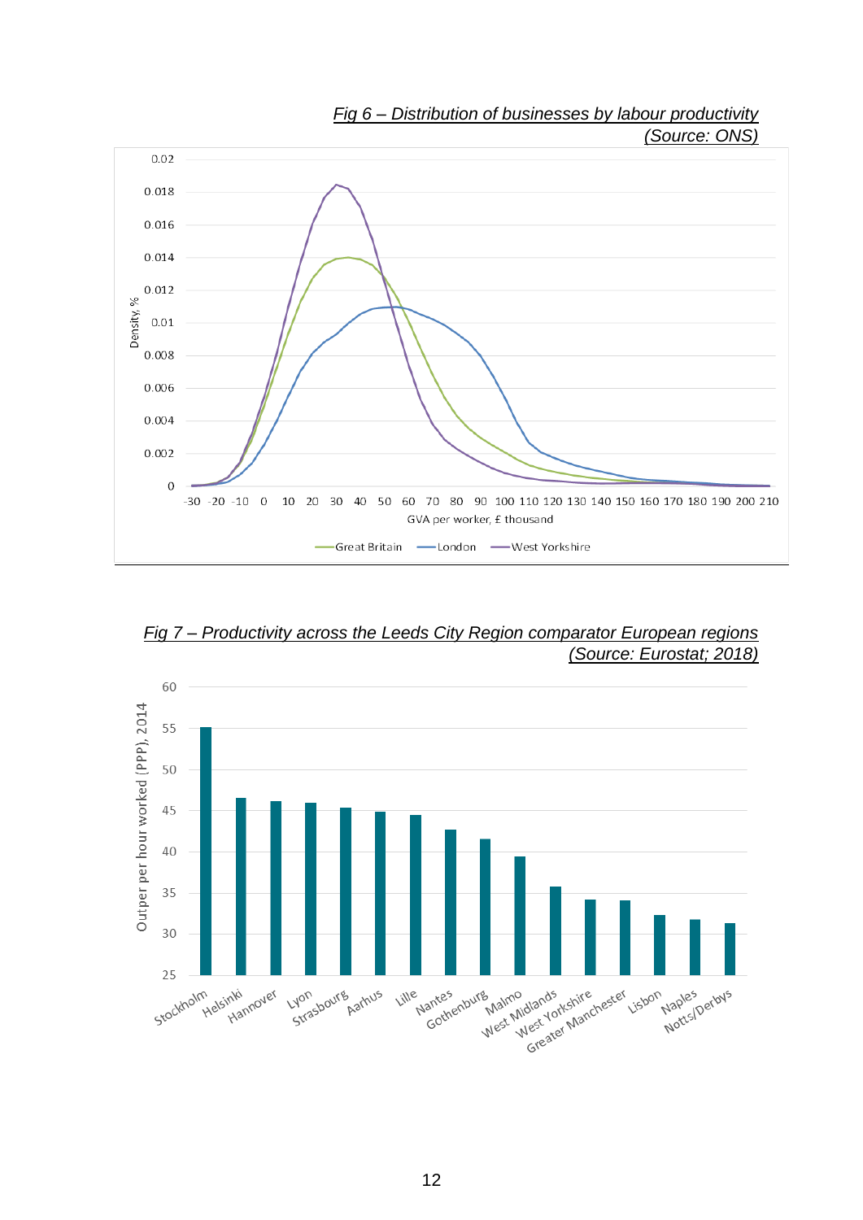*Fig 6 – Distribution of businesses by labour productivity (Source: ONS)*

*Fig 7 – Productivity across the Leeds City Region comparator European regions (Source: Eurostat; 2018)*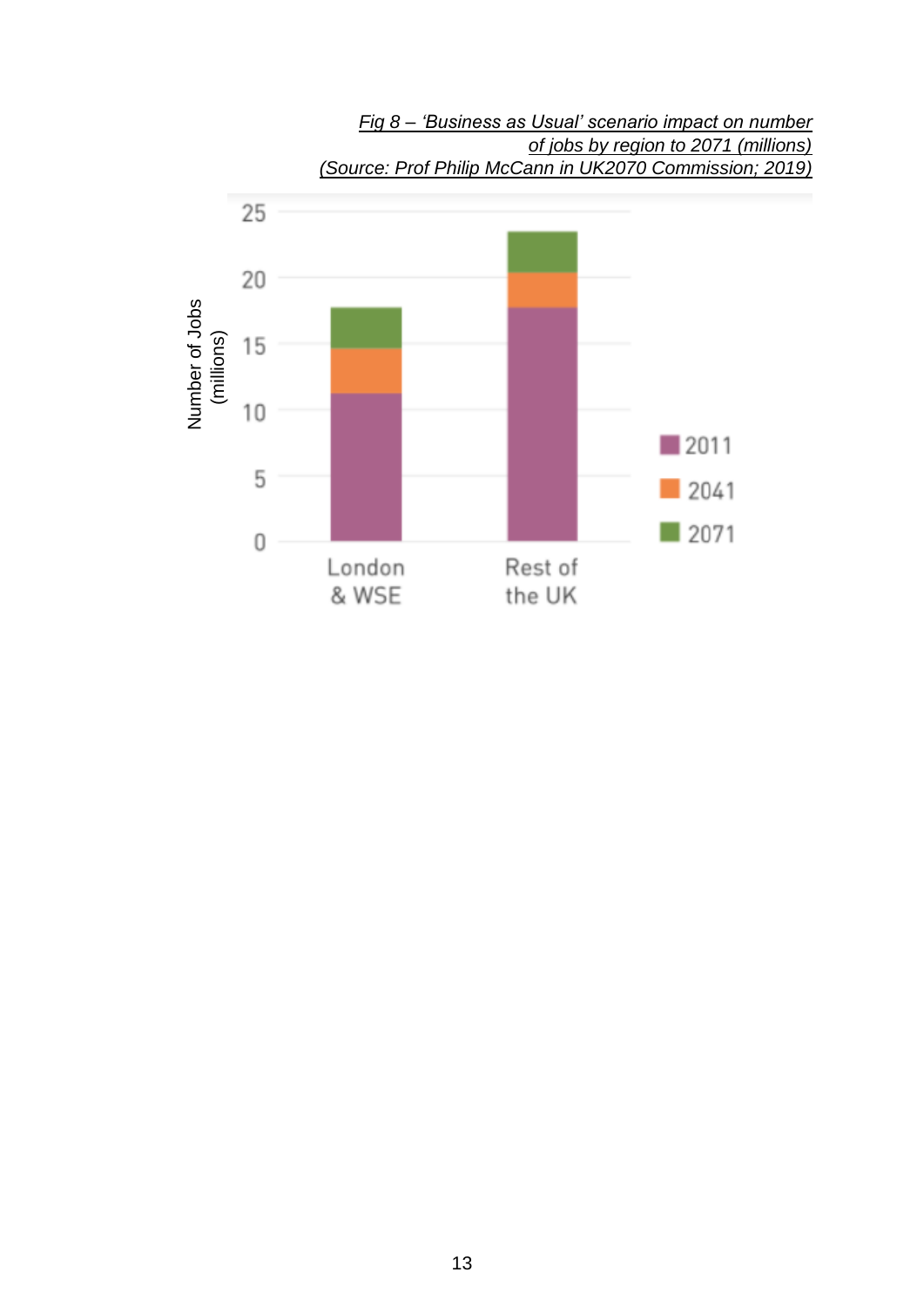*Fig 8 – 'Business as Usual' scenario impact on number of jobs by region to 2071 (millions)*
*(Source: Prof Philip McCann in UK2070 Commission; 2019)*

Number of Jobs (millions)

25
20
15
10
5
0

London & WSE
Rest of the UK

2011
2041
2071